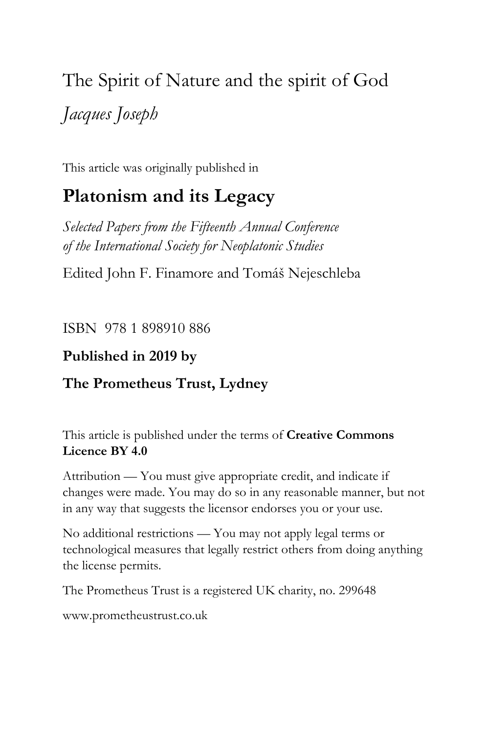# The Spirit of Nature and the spirit of God

*Jacques Joseph*

This article was originally published in

## Platonism and its Legacy

*Selected Papers from the Fifteenth Annual Conference of the International Society for Neoplatonic Studies*

Edited John F. Finamore and Tomáš Nejeschleba

ISBN 978 1 898910 886

**Published in 2019 by**

**The Prometheus Trust, Lydney**

This article is published under the terms of **Creative Commons Licence BY 4.0**

Attribution — You must give appropriate credit, and indicate if changes were made. You may do so in any reasonable manner, but not in any way that suggests the licensor endorses you or your use.

No additional restrictions — You may not apply legal terms or technological measures that legally restrict others from doing anything the license permits.

The Prometheus Trust is a registered UK charity, no. 299648

www.prometheustrust.co.uk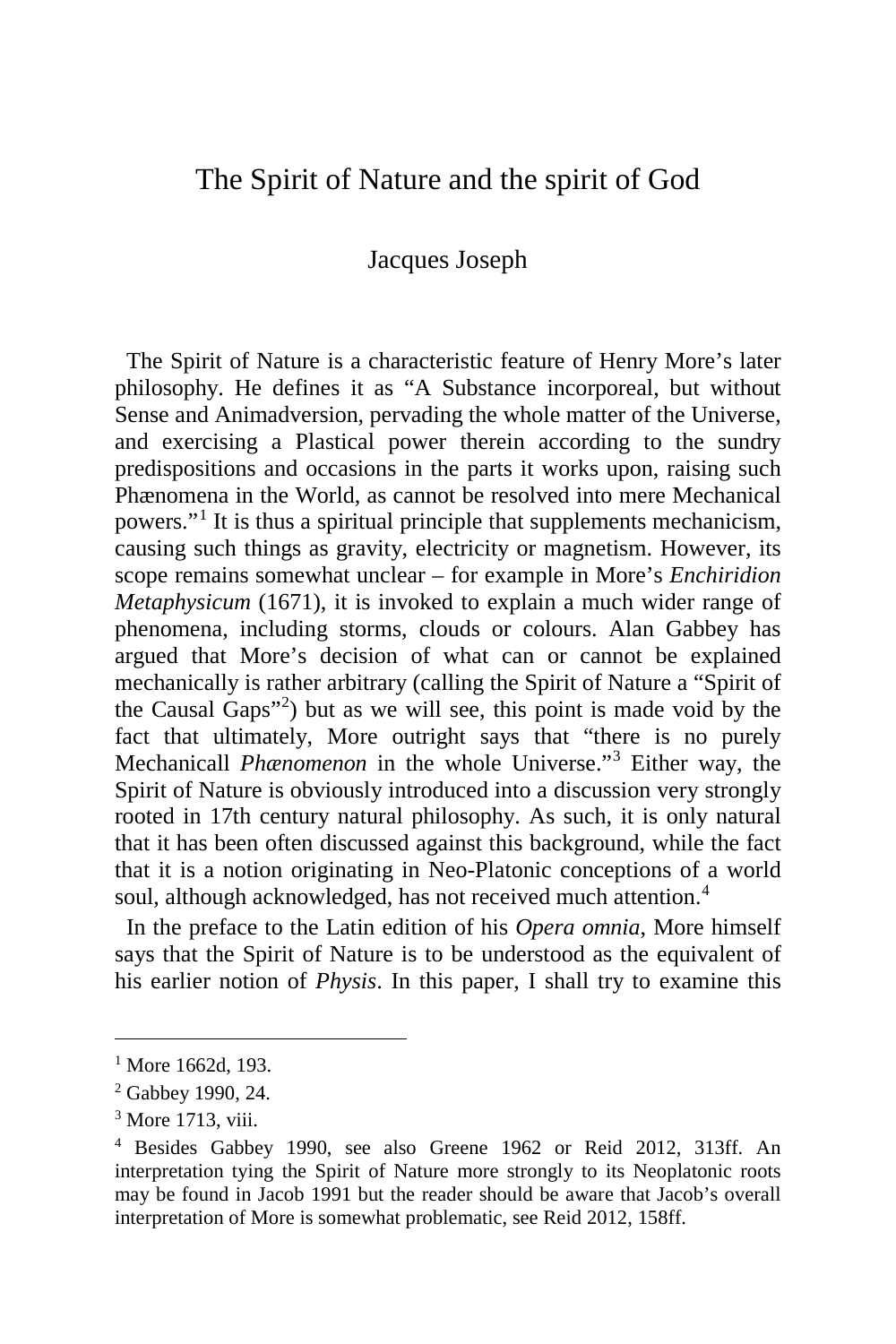# The Spirit of Nature and the spirit of God

Jacques Joseph

The Spirit of Nature is a characteristic feature of Henry More's later philosophy. He defines it as "A Substance incorporeal, but without Sense and Animadversion, pervading the whole matter of the Universe, and exercising a Plastical power therein according to the sundry predispositions and occasions in the parts it works upon, raising such Phænomena in the World, as cannot be resolved into mere Mechanical powers."[1] It is thus a spiritual principle that supplements mechanicism, causing such things as gravity, electricity or magnetism. However, its scope remains somewhat unclear – for example in More's *Enchiridion Metaphysicum* (1671), it is invoked to explain a much wider range of phenomena, including storms, clouds or colours. Alan Gabbey has argued that More's decision of what can or cannot be explained mechanically is rather arbitrary (calling the Spirit of Nature a "Spirit of the Causal Gaps"[2]) but as we will see, this point is made void by the fact that ultimately, More outright says that "there is no purely Mechanicall *Phænomenon* in the whole Universe."[3] Either way, the Spirit of Nature is obviously introduced into a discussion very strongly rooted in 17th century natural philosophy. As such, it is only natural that it has been often discussed against this background, while the fact that it is a notion originating in Neo-Platonic conceptions of a world soul, although acknowledged, has not received much attention.[4]

In the preface to the Latin edition of his *Opera omnia*, More himself says that the Spirit of Nature is to be understood as the equivalent of his earlier notion of *Physis*. In this paper, I shall try to examine this

---

[1] More 1662d, 193.

[2] Gabbey 1990, 24.

[3] More 1713, viii.

[4] Besides Gabbey 1990, see also Greene 1962 or Reid 2012, 313ff. An interpretation tying the Spirit of Nature more strongly to its Neoplatonic roots may be found in Jacob 1991 but the reader should be aware that Jacob's overall interpretation of More is somewhat problematic, see Reid 2012, 158ff.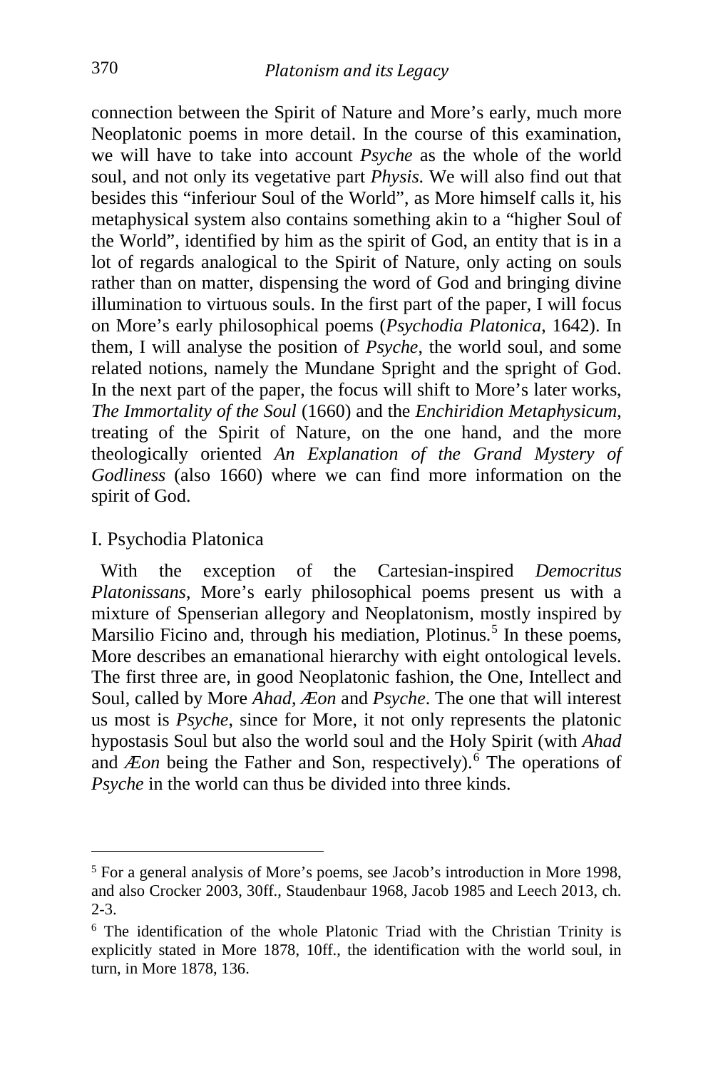connection between the Spirit of Nature and More's early, much more Neoplatonic poems in more detail. In the course of this examination, we will have to take into account *Psyche* as the whole of the world soul, and not only its vegetative part *Physis*. We will also find out that besides this "inferiour Soul of the World", as More himself calls it, his metaphysical system also contains something akin to a "higher Soul of the World", identified by him as the spirit of God, an entity that is in a lot of regards analogical to the Spirit of Nature, only acting on souls rather than on matter, dispensing the word of God and bringing divine illumination to virtuous souls. In the first part of the paper, I will focus on More's early philosophical poems (*Psychodia Platonica*, 1642). In them, I will analyse the position of *Psyche*, the world soul, and some related notions, namely the Mundane Spright and the spright of God. In the next part of the paper, the focus will shift to More's later works, *The Immortality of the Soul* (1660) and the *Enchiridion Metaphysicum*, treating of the Spirit of Nature, on the one hand, and the more theologically oriented *An Explanation of the Grand Mystery of Godliness* (also 1660) where we can find more information on the spirit of God.

## I. Psychodia Platonica

With the exception of the Cartesian-inspired *Democritus Platonissans*, More's early philosophical poems present us with a mixture of Spenserian allegory and Neoplatonism, mostly inspired by Marsilio Ficino and, through his mediation, Plotinus.[5] In these poems, More describes an emanational hierarchy with eight ontological levels. The first three are, in good Neoplatonic fashion, the One, Intellect and Soul, called by More *Ahad*, *Æon* and *Psyche*. The one that will interest us most is *Psyche*, since for More, it not only represents the platonic hypostasis Soul but also the world soul and the Holy Spirit (with *Ahad* and *Æon* being the Father and Son, respectively).[6] The operations of *Psyche* in the world can thus be divided into three kinds.

---

[5] For a general analysis of More's poems, see Jacob's introduction in More 1998, and also Crocker 2003, 30ff., Staudenbaur 1968, Jacob 1985 and Leech 2013, ch. 2-3.

[6] The identification of the whole Platonic Triad with the Christian Trinity is explicitly stated in More 1878, 10ff., the identification with the world soul, in turn, in More 1878, 136.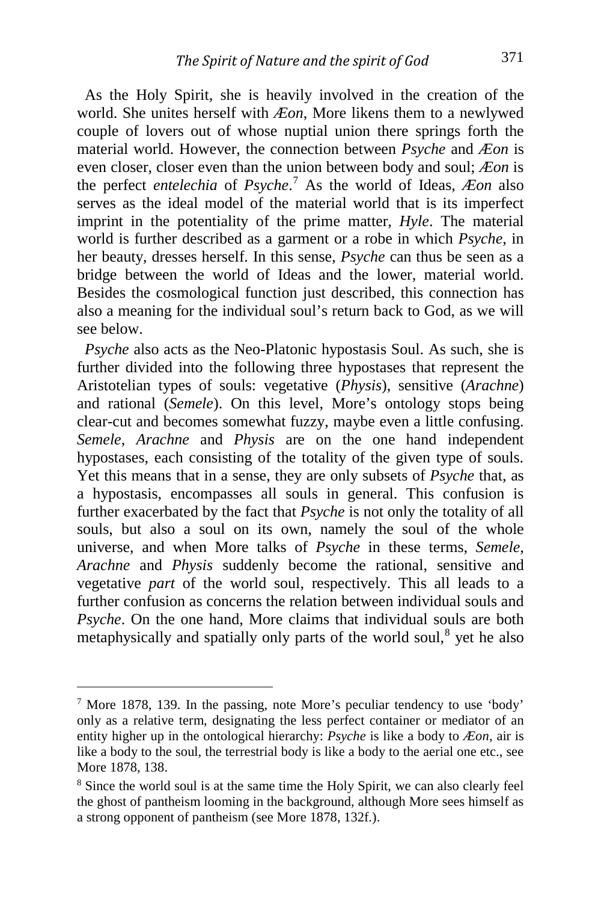As the Holy Spirit, she is heavily involved in the creation of the world. She unites herself with *Æon*, More likens them to a newlywed couple of lovers out of whose nuptial union there springs forth the material world. However, the connection between *Psyche* and *Æon* is even closer, closer even than the union between body and soul; *Æon* is the perfect *entelechia* of *Psyche*.[7] As the world of Ideas, *Æon* also serves as the ideal model of the material world that is its imperfect imprint in the potentiality of the prime matter, *Hyle*. The material world is further described as a garment or a robe in which *Psyche*, in her beauty, dresses herself. In this sense, *Psyche* can thus be seen as a bridge between the world of Ideas and the lower, material world. Besides the cosmological function just described, this connection has also a meaning for the individual soul's return back to God, as we will see below.

*Psyche* also acts as the Neo-Platonic hypostasis Soul. As such, she is further divided into the following three hypostases that represent the Aristotelian types of souls: vegetative (*Physis*), sensitive (*Arachne*) and rational (*Semele*). On this level, More's ontology stops being clear-cut and becomes somewhat fuzzy, maybe even a little confusing. *Semele*, *Arachne* and *Physis* are on the one hand independent hypostases, each consisting of the totality of the given type of souls. Yet this means that in a sense, they are only subsets of *Psyche* that, as a hypostasis, encompasses all souls in general. This confusion is further exacerbated by the fact that *Psyche* is not only the totality of all souls, but also a soul on its own, namely the soul of the whole universe, and when More talks of *Psyche* in these terms, *Semele*, *Arachne* and *Physis* suddenly become the rational, sensitive and vegetative *part* of the world soul, respectively. This all leads to a further confusion as concerns the relation between individual souls and *Psyche*. On the one hand, More claims that individual souls are both metaphysically and spatially only parts of the world soul,[8] yet he also

---

[7] More 1878, 139. In the passing, note More's peculiar tendency to use 'body' only as a relative term, designating the less perfect container or mediator of an entity higher up in the ontological hierarchy: *Psyche* is like a body to *Æon*, air is like a body to the soul, the terrestrial body is like a body to the aerial one etc., see More 1878, 138.

[8] Since the world soul is at the same time the Holy Spirit, we can also clearly feel the ghost of pantheism looming in the background, although More sees himself as a strong opponent of pantheism (see More 1878, 132f.).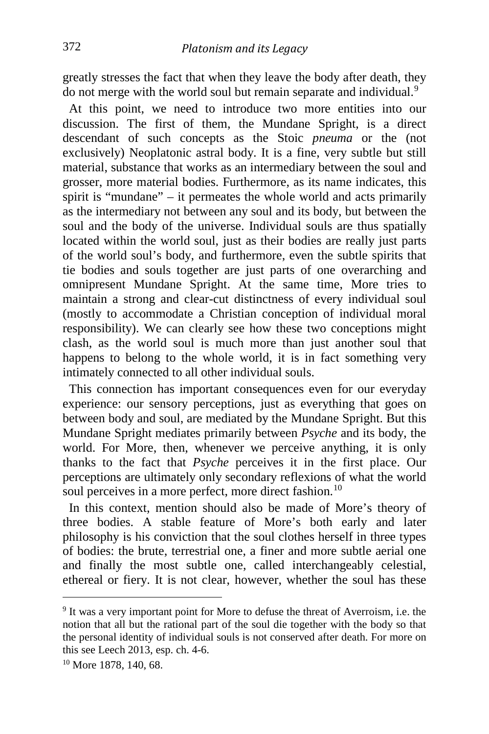greatly stresses the fact that when they leave the body after death, they do not merge with the world soul but remain separate and individual.[9]

At this point, we need to introduce two more entities into our discussion. The first of them, the Mundane Spright, is a direct descendant of such concepts as the Stoic *pneuma* or the (not exclusively) Neoplatonic astral body. It is a fine, very subtle but still material, substance that works as an intermediary between the soul and grosser, more material bodies. Furthermore, as its name indicates, this spirit is "mundane" – it permeates the whole world and acts primarily as the intermediary not between any soul and its body, but between the soul and the body of the universe. Individual souls are thus spatially located within the world soul, just as their bodies are really just parts of the world soul's body, and furthermore, even the subtle spirits that tie bodies and souls together are just parts of one overarching and omnipresent Mundane Spright. At the same time, More tries to maintain a strong and clear-cut distinctness of every individual soul (mostly to accommodate a Christian conception of individual moral responsibility). We can clearly see how these two conceptions might clash, as the world soul is much more than just another soul that happens to belong to the whole world, it is in fact something very intimately connected to all other individual souls.

This connection has important consequences even for our everyday experience: our sensory perceptions, just as everything that goes on between body and soul, are mediated by the Mundane Spright. But this Mundane Spright mediates primarily between *Psyche* and its body, the world. For More, then, whenever we perceive anything, it is only thanks to the fact that *Psyche* perceives it in the first place. Our perceptions are ultimately only secondary reflexions of what the world soul perceives in a more perfect, more direct fashion.[10]

In this context, mention should also be made of More's theory of three bodies. A stable feature of More's both early and later philosophy is his conviction that the soul clothes herself in three types of bodies: the brute, terrestrial one, a finer and more subtle aerial one and finally the most subtle one, called interchangeably celestial, ethereal or fiery. It is not clear, however, whether the soul has these

[9] It was a very important point for More to defuse the threat of Averroism, i.e. the notion that all but the rational part of the soul die together with the body so that the personal identity of individual souls is not conserved after death. For more on this see Leech 2013, esp. ch. 4-6.

[10] More 1878, 140, 68.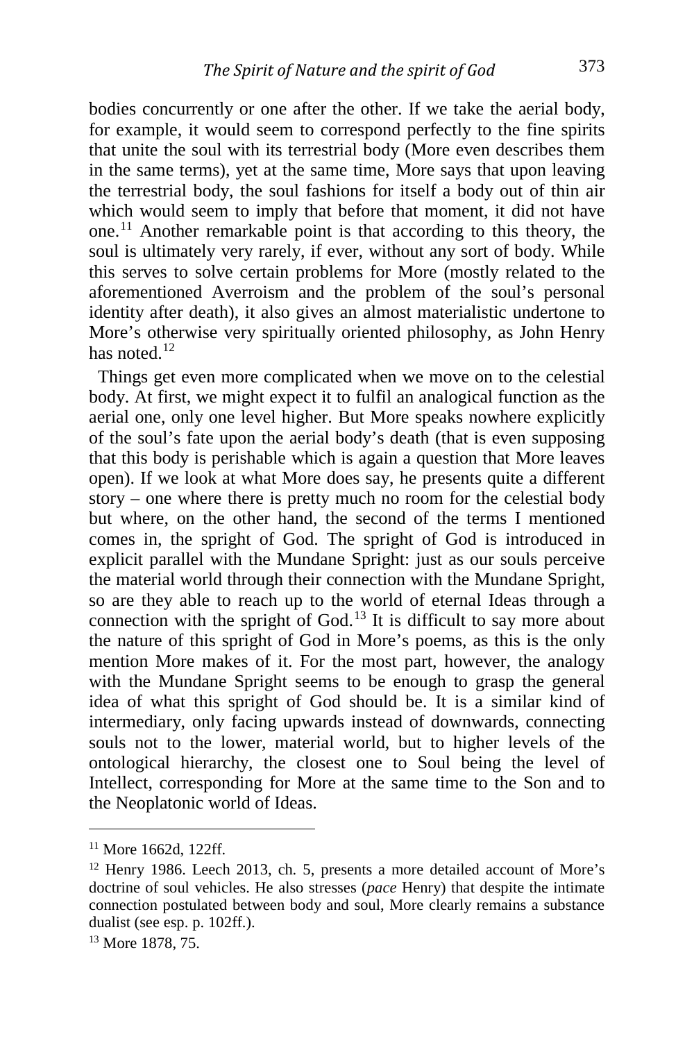bodies concurrently or one after the other. If we take the aerial body, for example, it would seem to correspond perfectly to the fine spirits that unite the soul with its terrestrial body (More even describes them in the same terms), yet at the same time, More says that upon leaving the terrestrial body, the soul fashions for itself a body out of thin air which would seem to imply that before that moment, it did not have one.[11] Another remarkable point is that according to this theory, the soul is ultimately very rarely, if ever, without any sort of body. While this serves to solve certain problems for More (mostly related to the aforementioned Averroism and the problem of the soul's personal identity after death), it also gives an almost materialistic undertone to More's otherwise very spiritually oriented philosophy, as John Henry has noted.[12]

Things get even more complicated when we move on to the celestial body. At first, we might expect it to fulfil an analogical function as the aerial one, only one level higher. But More speaks nowhere explicitly of the soul's fate upon the aerial body's death (that is even supposing that this body is perishable which is again a question that More leaves open). If we look at what More does say, he presents quite a different story – one where there is pretty much no room for the celestial body but where, on the other hand, the second of the terms I mentioned comes in, the spright of God. The spright of God is introduced in explicit parallel with the Mundane Spright: just as our souls perceive the material world through their connection with the Mundane Spright, so are they able to reach up to the world of eternal Ideas through a connection with the spright of God.[13] It is difficult to say more about the nature of this spright of God in More's poems, as this is the only mention More makes of it. For the most part, however, the analogy with the Mundane Spright seems to be enough to grasp the general idea of what this spright of God should be. It is a similar kind of intermediary, only facing upwards instead of downwards, connecting souls not to the lower, material world, but to higher levels of the ontological hierarchy, the closest one to Soul being the level of Intellect, corresponding for More at the same time to the Son and to the Neoplatonic world of Ideas.

---

[11] More 1662d, 122ff.

[12] Henry 1986. Leech 2013, ch. 5, presents a more detailed account of More's doctrine of soul vehicles. He also stresses (*pace* Henry) that despite the intimate connection postulated between body and soul, More clearly remains a substance dualist (see esp. p. 102ff.).

[13] More 1878, 75.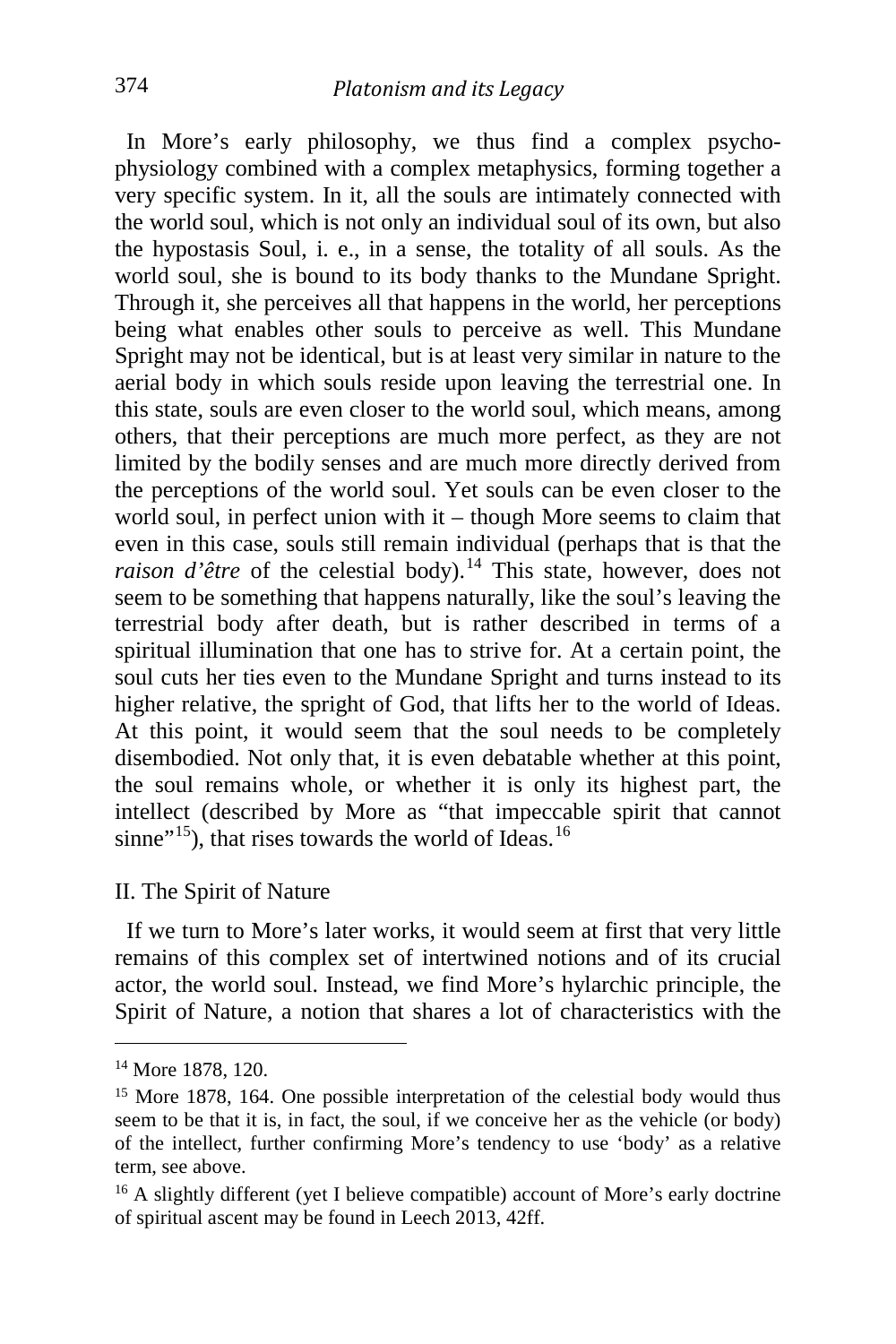In More's early philosophy, we thus find a complex psycho-physiology combined with a complex metaphysics, forming together a very specific system. In it, all the souls are intimately connected with the world soul, which is not only an individual soul of its own, but also the hypostasis Soul, i. e., in a sense, the totality of all souls. As the world soul, she is bound to its body thanks to the Mundane Spright. Through it, she perceives all that happens in the world, her perceptions being what enables other souls to perceive as well. This Mundane Spright may not be identical, but is at least very similar in nature to the aerial body in which souls reside upon leaving the terrestrial one. In this state, souls are even closer to the world soul, which means, among others, that their perceptions are much more perfect, as they are not limited by the bodily senses and are much more directly derived from the perceptions of the world soul. Yet souls can be even closer to the world soul, in perfect union with it – though More seems to claim that even in this case, souls still remain individual (perhaps that is that the *raison d'être* of the celestial body).[14] This state, however, does not seem to be something that happens naturally, like the soul's leaving the terrestrial body after death, but is rather described in terms of a spiritual illumination that one has to strive for. At a certain point, the soul cuts her ties even to the Mundane Spright and turns instead to its higher relative, the spright of God, that lifts her to the world of Ideas. At this point, it would seem that the soul needs to be completely disembodied. Not only that, it is even debatable whether at this point, the soul remains whole, or whether it is only its highest part, the intellect (described by More as "that impeccable spirit that cannot sinne"[15]), that rises towards the world of Ideas.[16]

## II. The Spirit of Nature

If we turn to More's later works, it would seem at first that very little remains of this complex set of intertwined notions and of its crucial actor, the world soul. Instead, we find More's hylarchic principle, the Spirit of Nature, a notion that shares a lot of characteristics with the

---

[14] More 1878, 120.

[15] More 1878, 164. One possible interpretation of the celestial body would thus seem to be that it is, in fact, the soul, if we conceive her as the vehicle (or body) of the intellect, further confirming More's tendency to use 'body' as a relative term, see above.

[16] A slightly different (yet I believe compatible) account of More's early doctrine of spiritual ascent may be found in Leech 2013, 42ff.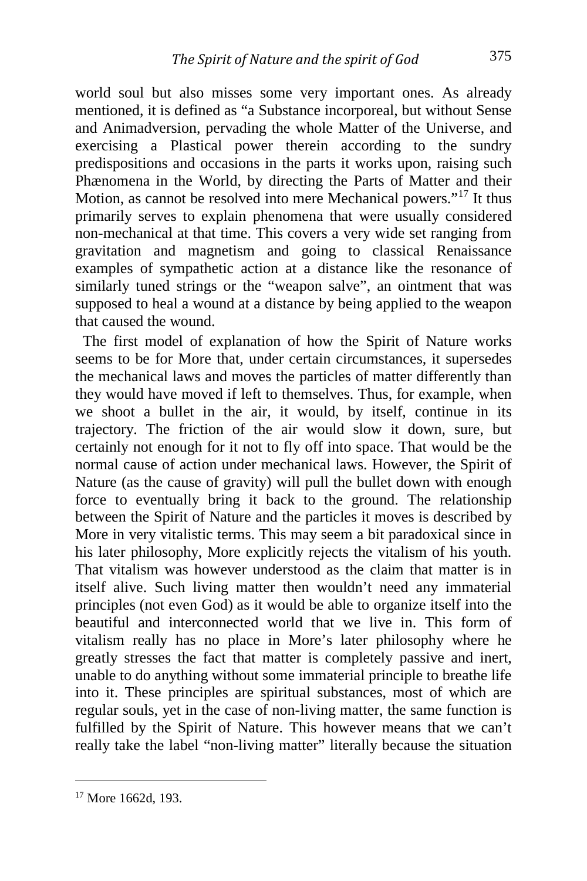world soul but also misses some very important ones. As already mentioned, it is defined as "a Substance incorporeal, but without Sense and Animadversion, pervading the whole Matter of the Universe, and exercising a Plastical power therein according to the sundry predispositions and occasions in the parts it works upon, raising such Phænomena in the World, by directing the Parts of Matter and their Motion, as cannot be resolved into mere Mechanical powers."[17] It thus primarily serves to explain phenomena that were usually considered non-mechanical at that time. This covers a very wide set ranging from gravitation and magnetism and going to classical Renaissance examples of sympathetic action at a distance like the resonance of similarly tuned strings or the "weapon salve", an ointment that was supposed to heal a wound at a distance by being applied to the weapon that caused the wound.

The first model of explanation of how the Spirit of Nature works seems to be for More that, under certain circumstances, it supersedes the mechanical laws and moves the particles of matter differently than they would have moved if left to themselves. Thus, for example, when we shoot a bullet in the air, it would, by itself, continue in its trajectory. The friction of the air would slow it down, sure, but certainly not enough for it not to fly off into space. That would be the normal cause of action under mechanical laws. However, the Spirit of Nature (as the cause of gravity) will pull the bullet down with enough force to eventually bring it back to the ground. The relationship between the Spirit of Nature and the particles it moves is described by More in very vitalistic terms. This may seem a bit paradoxical since in his later philosophy, More explicitly rejects the vitalism of his youth. That vitalism was however understood as the claim that matter is in itself alive. Such living matter then wouldn't need any immaterial principles (not even God) as it would be able to organize itself into the beautiful and interconnected world that we live in. This form of vitalism really has no place in More's later philosophy where he greatly stresses the fact that matter is completely passive and inert, unable to do anything without some immaterial principle to breathe life into it. These principles are spiritual substances, most of which are regular souls, yet in the case of non-living matter, the same function is fulfilled by the Spirit of Nature. This however means that we can't really take the label "non-living matter" literally because the situation

[17] More 1662d, 193.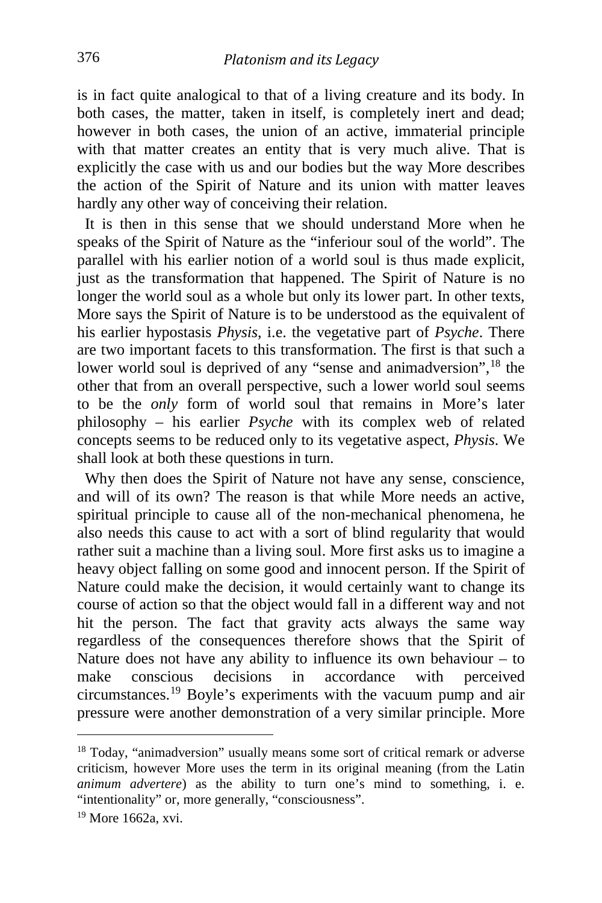is in fact quite analogical to that of a living creature and its body. In both cases, the matter, taken in itself, is completely inert and dead; however in both cases, the union of an active, immaterial principle with that matter creates an entity that is very much alive. That is explicitly the case with us and our bodies but the way More describes the action of the Spirit of Nature and its union with matter leaves hardly any other way of conceiving their relation.

It is then in this sense that we should understand More when he speaks of the Spirit of Nature as the "inferiour soul of the world". The parallel with his earlier notion of a world soul is thus made explicit, just as the transformation that happened. The Spirit of Nature is no longer the world soul as a whole but only its lower part. In other texts, More says the Spirit of Nature is to be understood as the equivalent of his earlier hypostasis *Physis*, i.e. the vegetative part of *Psyche*. There are two important facets to this transformation. The first is that such a lower world soul is deprived of any "sense and animadversion",[18] the other that from an overall perspective, such a lower world soul seems to be the *only* form of world soul that remains in More's later philosophy – his earlier *Psyche* with its complex web of related concepts seems to be reduced only to its vegetative aspect, *Physis*. We shall look at both these questions in turn.

Why then does the Spirit of Nature not have any sense, conscience, and will of its own? The reason is that while More needs an active, spiritual principle to cause all of the non-mechanical phenomena, he also needs this cause to act with a sort of blind regularity that would rather suit a machine than a living soul. More first asks us to imagine a heavy object falling on some good and innocent person. If the Spirit of Nature could make the decision, it would certainly want to change its course of action so that the object would fall in a different way and not hit the person. The fact that gravity acts always the same way regardless of the consequences therefore shows that the Spirit of Nature does not have any ability to influence its own behaviour – to make conscious decisions in accordance with perceived circumstances.[19] Boyle's experiments with the vacuum pump and air pressure were another demonstration of a very similar principle. More

---

[18] Today, "animadversion" usually means some sort of critical remark or adverse criticism, however More uses the term in its original meaning (from the Latin *animum advertere*) as the ability to turn one's mind to something, i. e. "intentionality" or, more generally, "consciousness".

[19] More 1662a, xvi.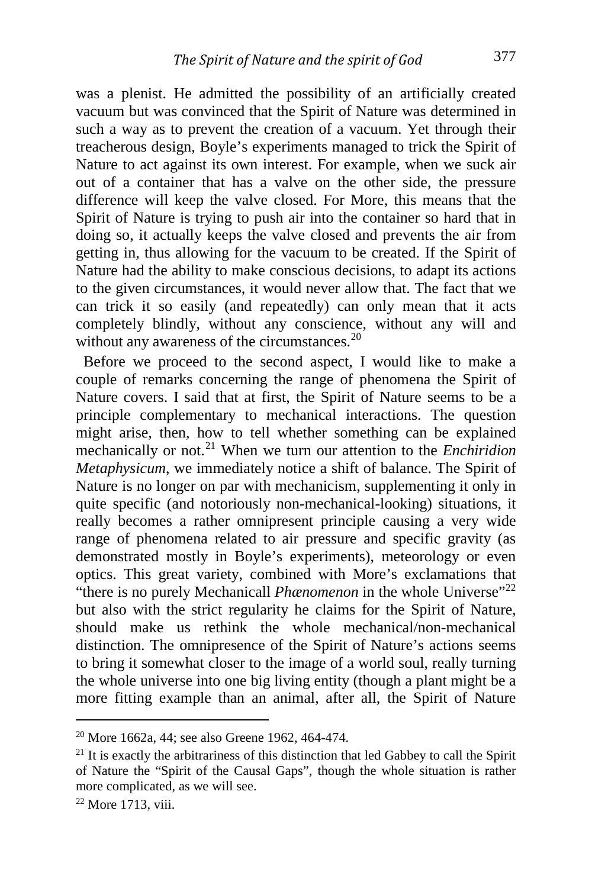was a plenist. He admitted the possibility of an artificially created vacuum but was convinced that the Spirit of Nature was determined in such a way as to prevent the creation of a vacuum. Yet through their treacherous design, Boyle's experiments managed to trick the Spirit of Nature to act against its own interest. For example, when we suck air out of a container that has a valve on the other side, the pressure difference will keep the valve closed. For More, this means that the Spirit of Nature is trying to push air into the container so hard that in doing so, it actually keeps the valve closed and prevents the air from getting in, thus allowing for the vacuum to be created. If the Spirit of Nature had the ability to make conscious decisions, to adapt its actions to the given circumstances, it would never allow that. The fact that we can trick it so easily (and repeatedly) can only mean that it acts completely blindly, without any conscience, without any will and without any awareness of the circumstances.[20]

Before we proceed to the second aspect, I would like to make a couple of remarks concerning the range of phenomena the Spirit of Nature covers. I said that at first, the Spirit of Nature seems to be a principle complementary to mechanical interactions. The question might arise, then, how to tell whether something can be explained mechanically or not.[21] When we turn our attention to the *Enchiridion Metaphysicum*, we immediately notice a shift of balance. The Spirit of Nature is no longer on par with mechanicism, supplementing it only in quite specific (and notoriously non-mechanical-looking) situations, it really becomes a rather omnipresent principle causing a very wide range of phenomena related to air pressure and specific gravity (as demonstrated mostly in Boyle's experiments), meteorology or even optics. This great variety, combined with More's exclamations that "there is no purely Mechanicall *Phænomenon* in the whole Universe"[22] but also with the strict regularity he claims for the Spirit of Nature, should make us rethink the whole mechanical/non-mechanical distinction. The omnipresence of the Spirit of Nature's actions seems to bring it somewhat closer to the image of a world soul, really turning the whole universe into one big living entity (though a plant might be a more fitting example than an animal, after all, the Spirit of Nature

---

[20] More 1662a, 44; see also Greene 1962, 464-474.

[21] It is exactly the arbitrariness of this distinction that led Gabbey to call the Spirit of Nature the "Spirit of the Causal Gaps", though the whole situation is rather more complicated, as we will see.

[22] More 1713, viii.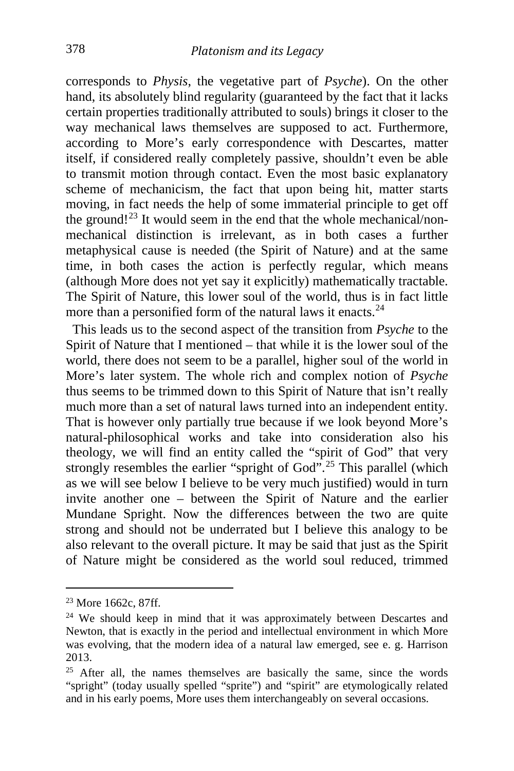corresponds to *Physis*, the vegetative part of *Psyche*). On the other hand, its absolutely blind regularity (guaranteed by the fact that it lacks certain properties traditionally attributed to souls) brings it closer to the way mechanical laws themselves are supposed to act. Furthermore, according to More's early correspondence with Descartes, matter itself, if considered really completely passive, shouldn't even be able to transmit motion through contact. Even the most basic explanatory scheme of mechanicism, the fact that upon being hit, matter starts moving, in fact needs the help of some immaterial principle to get off the ground![23] It would seem in the end that the whole mechanical/non-mechanical distinction is irrelevant, as in both cases a further metaphysical cause is needed (the Spirit of Nature) and at the same time, in both cases the action is perfectly regular, which means (although More does not yet say it explicitly) mathematically tractable. The Spirit of Nature, this lower soul of the world, thus is in fact little more than a personified form of the natural laws it enacts.[24]

This leads us to the second aspect of the transition from *Psyche* to the Spirit of Nature that I mentioned – that while it is the lower soul of the world, there does not seem to be a parallel, higher soul of the world in More's later system. The whole rich and complex notion of *Psyche* thus seems to be trimmed down to this Spirit of Nature that isn't really much more than a set of natural laws turned into an independent entity. That is however only partially true because if we look beyond More's natural-philosophical works and take into consideration also his theology, we will find an entity called the "spirit of God" that very strongly resembles the earlier "spright of God".[25] This parallel (which as we will see below I believe to be very much justified) would in turn invite another one – between the Spirit of Nature and the earlier Mundane Spright. Now the differences between the two are quite strong and should not be underrated but I believe this analogy to be also relevant to the overall picture. It may be said that just as the Spirit of Nature might be considered as the world soul reduced, trimmed

---

[23] More 1662c, 87ff.

[24] We should keep in mind that it was approximately between Descartes and Newton, that is exactly in the period and intellectual environment in which More was evolving, that the modern idea of a natural law emerged, see e. g. Harrison 2013.

[25] After all, the names themselves are basically the same, since the words "spright" (today usually spelled "sprite") and "spirit" are etymologically related and in his early poems, More uses them interchangeably on several occasions.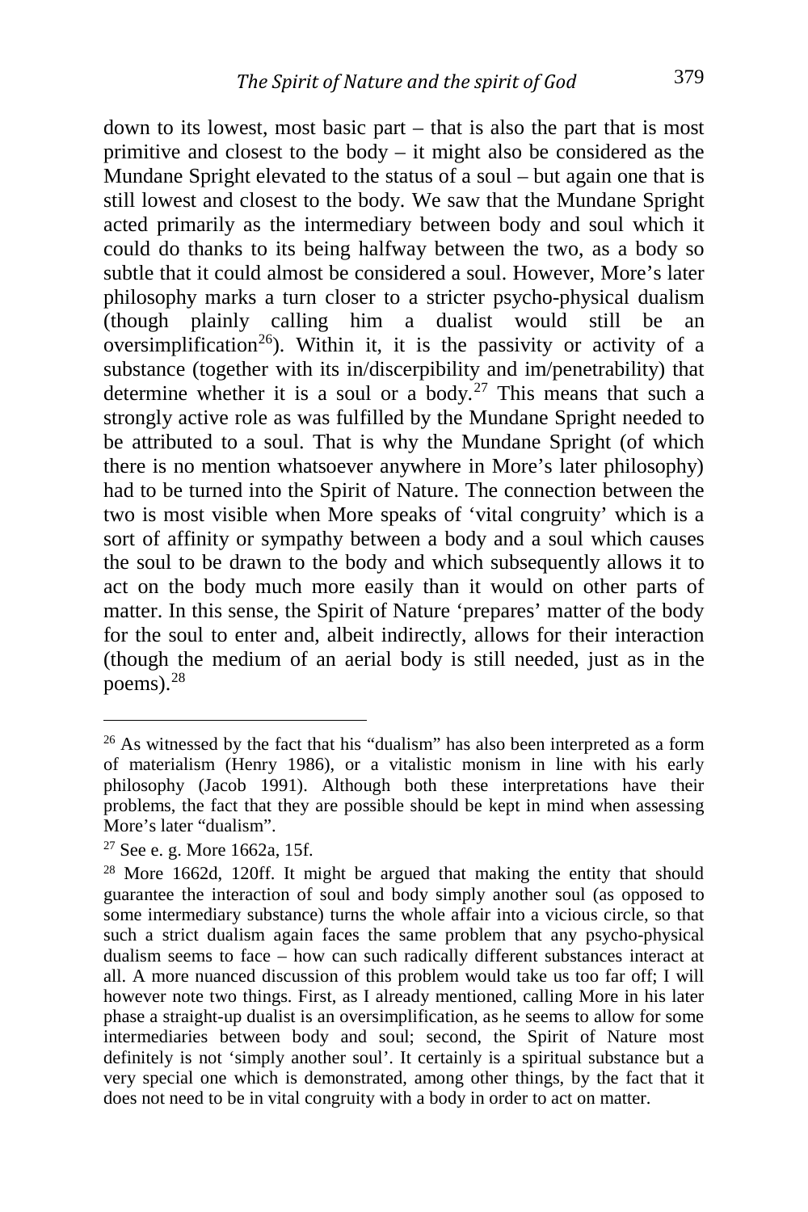down to its lowest, most basic part – that is also the part that is most primitive and closest to the body – it might also be considered as the Mundane Spright elevated to the status of a soul – but again one that is still lowest and closest to the body. We saw that the Mundane Spright acted primarily as the intermediary between body and soul which it could do thanks to its being halfway between the two, as a body so subtle that it could almost be considered a soul. However, More's later philosophy marks a turn closer to a stricter psycho-physical dualism (though plainly calling him a dualist would still be an oversimplification[26]). Within it, it is the passivity or activity of a substance (together with its in/discerpibility and im/penetrability) that determine whether it is a soul or a body.[27] This means that such a strongly active role as was fulfilled by the Mundane Spright needed to be attributed to a soul. That is why the Mundane Spright (of which there is no mention whatsoever anywhere in More's later philosophy) had to be turned into the Spirit of Nature. The connection between the two is most visible when More speaks of 'vital congruity' which is a sort of affinity or sympathy between a body and a soul which causes the soul to be drawn to the body and which subsequently allows it to act on the body much more easily than it would on other parts of matter. In this sense, the Spirit of Nature 'prepares' matter of the body for the soul to enter and, albeit indirectly, allows for their interaction (though the medium of an aerial body is still needed, just as in the poems).[28]

---

[26] As witnessed by the fact that his "dualism" has also been interpreted as a form of materialism (Henry 1986), or a vitalistic monism in line with his early philosophy (Jacob 1991). Although both these interpretations have their problems, the fact that they are possible should be kept in mind when assessing More's later "dualism".

[27] See e. g. More 1662a, 15f.

[28] More 1662d, 120ff. It might be argued that making the entity that should guarantee the interaction of soul and body simply another soul (as opposed to some intermediary substance) turns the whole affair into a vicious circle, so that such a strict dualism again faces the same problem that any psycho-physical dualism seems to face – how can such radically different substances interact at all. A more nuanced discussion of this problem would take us too far off; I will however note two things. First, as I already mentioned, calling More in his later phase a straight-up dualist is an oversimplification, as he seems to allow for some intermediaries between body and soul; second, the Spirit of Nature most definitely is not 'simply another soul'. It certainly is a spiritual substance but a very special one which is demonstrated, among other things, by the fact that it does not need to be in vital congruity with a body in order to act on matter.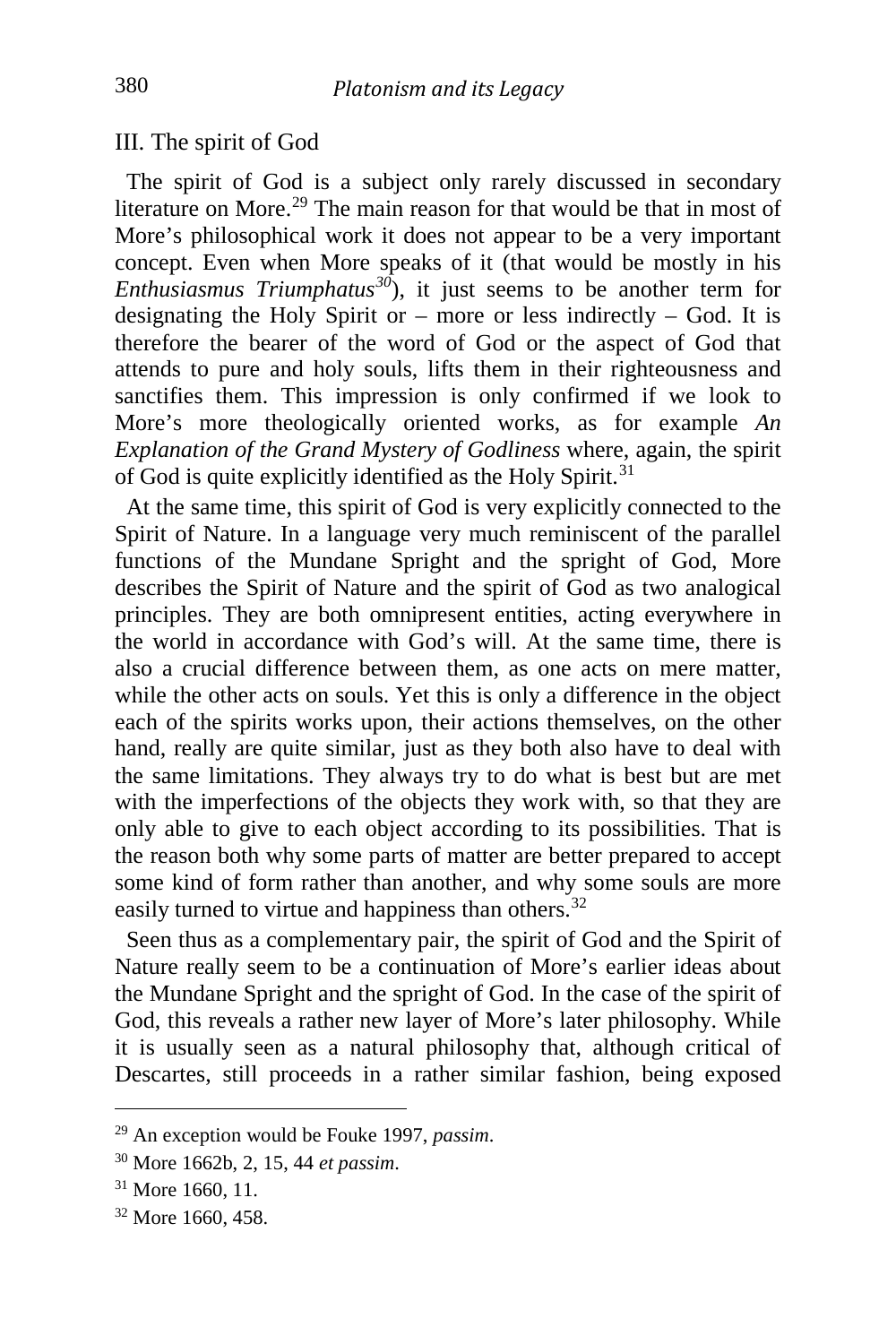### III. The spirit of God

The spirit of God is a subject only rarely discussed in secondary literature on More.[29] The main reason for that would be that in most of More's philosophical work it does not appear to be a very important concept. Even when More speaks of it (that would be mostly in his *Enthusiasmus Triumphatus*[30]), it just seems to be another term for designating the Holy Spirit or – more or less indirectly – God. It is therefore the bearer of the word of God or the aspect of God that attends to pure and holy souls, lifts them in their righteousness and sanctifies them. This impression is only confirmed if we look to More's more theologically oriented works, as for example *An Explanation of the Grand Mystery of Godliness* where, again, the spirit of God is quite explicitly identified as the Holy Spirit.[31]

At the same time, this spirit of God is very explicitly connected to the Spirit of Nature. In a language very much reminiscent of the parallel functions of the Mundane Spright and the spright of God, More describes the Spirit of Nature and the spirit of God as two analogical principles. They are both omnipresent entities, acting everywhere in the world in accordance with God's will. At the same time, there is also a crucial difference between them, as one acts on mere matter, while the other acts on souls. Yet this is only a difference in the object each of the spirits works upon, their actions themselves, on the other hand, really are quite similar, just as they both also have to deal with the same limitations. They always try to do what is best but are met with the imperfections of the objects they work with, so that they are only able to give to each object according to its possibilities. That is the reason both why some parts of matter are better prepared to accept some kind of form rather than another, and why some souls are more easily turned to virtue and happiness than others.[32]

Seen thus as a complementary pair, the spirit of God and the Spirit of Nature really seem to be a continuation of More's earlier ideas about the Mundane Spright and the spright of God. In the case of the spirit of God, this reveals a rather new layer of More's later philosophy. While it is usually seen as a natural philosophy that, although critical of Descartes, still proceeds in a rather similar fashion, being exposed

---

[29] An exception would be Fouke 1997, *passim*.

[30] More 1662b, 2, 15, 44 *et passim*.

[31] More 1660, 11.

[32] More 1660, 458.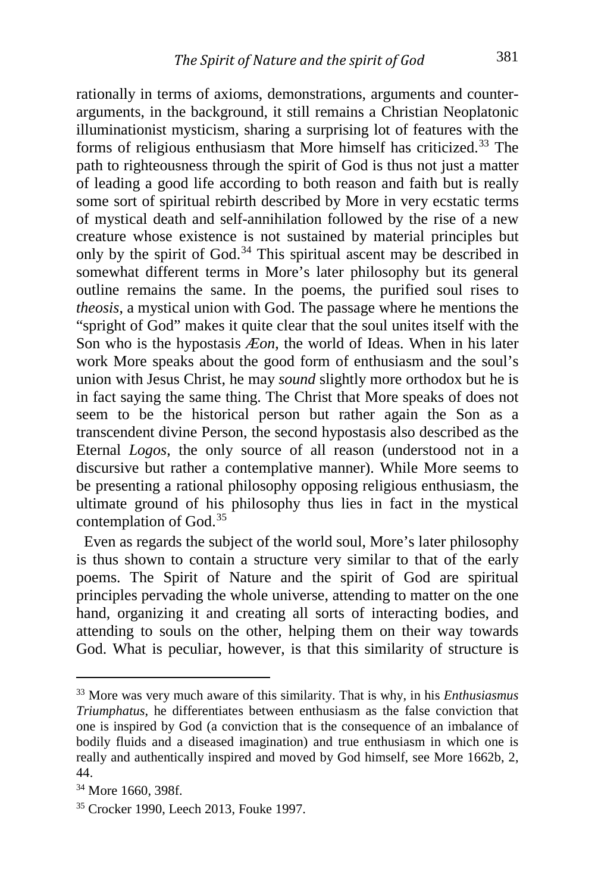rationally in terms of axioms, demonstrations, arguments and counter-arguments, in the background, it still remains a Christian Neoplatonic illuminationist mysticism, sharing a surprising lot of features with the forms of religious enthusiasm that More himself has criticized.[33] The path to righteousness through the spirit of God is thus not just a matter of leading a good life according to both reason and faith but is really some sort of spiritual rebirth described by More in very ecstatic terms of mystical death and self-annihilation followed by the rise of a new creature whose existence is not sustained by material principles but only by the spirit of God.[34] This spiritual ascent may be described in somewhat different terms in More's later philosophy but its general outline remains the same. In the poems, the purified soul rises to *theosis*, a mystical union with God. The passage where he mentions the "spright of God" makes it quite clear that the soul unites itself with the Son who is the hypostasis *Æon*, the world of Ideas. When in his later work More speaks about the good form of enthusiasm and the soul's union with Jesus Christ, he may *sound* slightly more orthodox but he is in fact saying the same thing. The Christ that More speaks of does not seem to be the historical person but rather again the Son as a transcendent divine Person, the second hypostasis also described as the Eternal *Logos*, the only source of all reason (understood not in a discursive but rather a contemplative manner). While More seems to be presenting a rational philosophy opposing religious enthusiasm, the ultimate ground of his philosophy thus lies in fact in the mystical contemplation of God.[35]

Even as regards the subject of the world soul, More's later philosophy is thus shown to contain a structure very similar to that of the early poems. The Spirit of Nature and the spirit of God are spiritual principles pervading the whole universe, attending to matter on the one hand, organizing it and creating all sorts of interacting bodies, and attending to souls on the other, helping them on their way towards God. What is peculiar, however, is that this similarity of structure is

---

[33] More was very much aware of this similarity. That is why, in his *Enthusiasmus Triumphatus*, he differentiates between enthusiasm as the false conviction that one is inspired by God (a conviction that is the consequence of an imbalance of bodily fluids and a diseased imagination) and true enthusiasm in which one is really and authentically inspired and moved by God himself, see More 1662b, 2, 44.

[34] More 1660, 398f.

[35] Crocker 1990, Leech 2013, Fouke 1997.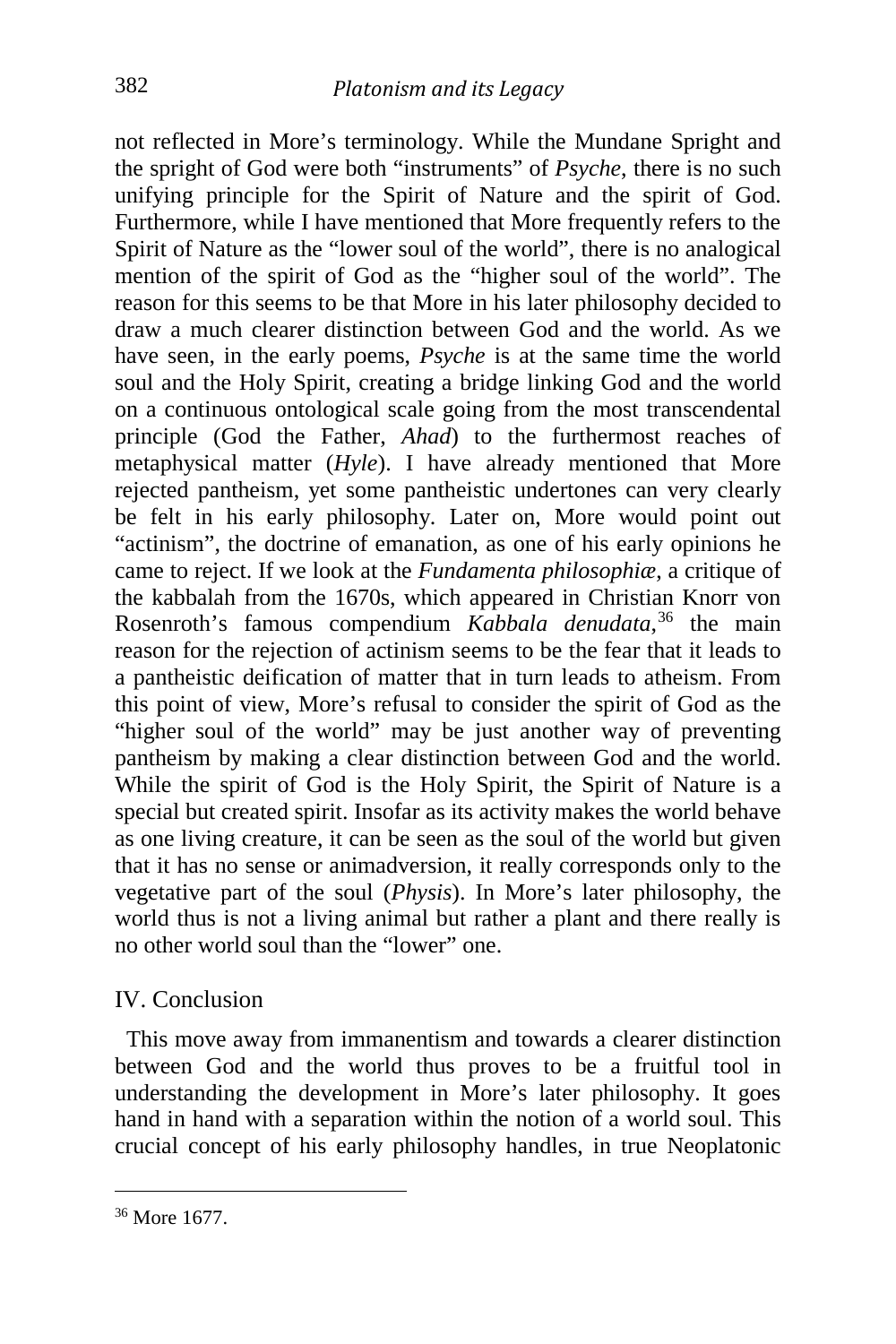not reflected in More's terminology. While the Mundane Spright and the spright of God were both "instruments" of *Psyche*, there is no such unifying principle for the Spirit of Nature and the spirit of God. Furthermore, while I have mentioned that More frequently refers to the Spirit of Nature as the "lower soul of the world", there is no analogical mention of the spirit of God as the "higher soul of the world". The reason for this seems to be that More in his later philosophy decided to draw a much clearer distinction between God and the world. As we have seen, in the early poems, *Psyche* is at the same time the world soul and the Holy Spirit, creating a bridge linking God and the world on a continuous ontological scale going from the most transcendental principle (God the Father, *Ahad*) to the furthermost reaches of metaphysical matter (*Hyle*). I have already mentioned that More rejected pantheism, yet some pantheistic undertones can very clearly be felt in his early philosophy. Later on, More would point out "actinism", the doctrine of emanation, as one of his early opinions he came to reject. If we look at the *Fundamenta philosophiæ*, a critique of the kabbalah from the 1670s, which appeared in Christian Knorr von Rosenroth's famous compendium *Kabbala denudata*,[36] the main reason for the rejection of actinism seems to be the fear that it leads to a pantheistic deification of matter that in turn leads to atheism. From this point of view, More's refusal to consider the spirit of God as the "higher soul of the world" may be just another way of preventing pantheism by making a clear distinction between God and the world. While the spirit of God is the Holy Spirit, the Spirit of Nature is a special but created spirit. Insofar as its activity makes the world behave as one living creature, it can be seen as the soul of the world but given that it has no sense or animadversion, it really corresponds only to the vegetative part of the soul (*Physis*). In More's later philosophy, the world thus is not a living animal but rather a plant and there really is no other world soul than the "lower" one.

## IV. Conclusion

This move away from immanentism and towards a clearer distinction between God and the world thus proves to be a fruitful tool in understanding the development in More's later philosophy. It goes hand in hand with a separation within the notion of a world soul. This crucial concept of his early philosophy handles, in true Neoplatonic

---

[36] More 1677.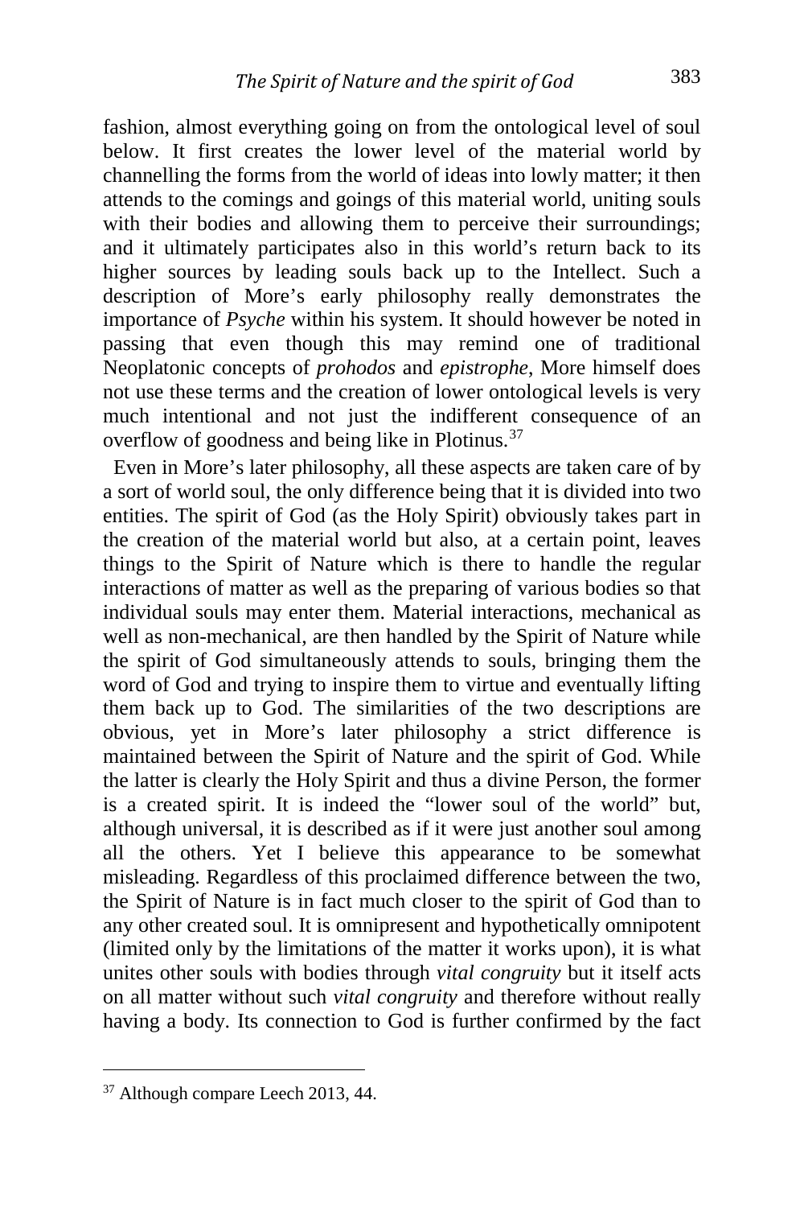fashion, almost everything going on from the ontological level of soul below. It first creates the lower level of the material world by channelling the forms from the world of ideas into lowly matter; it then attends to the comings and goings of this material world, uniting souls with their bodies and allowing them to perceive their surroundings; and it ultimately participates also in this world's return back to its higher sources by leading souls back up to the Intellect. Such a description of More's early philosophy really demonstrates the importance of *Psyche* within his system. It should however be noted in passing that even though this may remind one of traditional Neoplatonic concepts of *prohodos* and *epistrophe*, More himself does not use these terms and the creation of lower ontological levels is very much intentional and not just the indifferent consequence of an overflow of goodness and being like in Plotinus.[37]

Even in More's later philosophy, all these aspects are taken care of by a sort of world soul, the only difference being that it is divided into two entities. The spirit of God (as the Holy Spirit) obviously takes part in the creation of the material world but also, at a certain point, leaves things to the Spirit of Nature which is there to handle the regular interactions of matter as well as the preparing of various bodies so that individual souls may enter them. Material interactions, mechanical as well as non-mechanical, are then handled by the Spirit of Nature while the spirit of God simultaneously attends to souls, bringing them the word of God and trying to inspire them to virtue and eventually lifting them back up to God. The similarities of the two descriptions are obvious, yet in More's later philosophy a strict difference is maintained between the Spirit of Nature and the spirit of God. While the latter is clearly the Holy Spirit and thus a divine Person, the former is a created spirit. It is indeed the "lower soul of the world" but, although universal, it is described as if it were just another soul among all the others. Yet I believe this appearance to be somewhat misleading. Regardless of this proclaimed difference between the two, the Spirit of Nature is in fact much closer to the spirit of God than to any other created soul. It is omnipresent and hypothetically omnipotent (limited only by the limitations of the matter it works upon), it is what unites other souls with bodies through *vital congruity* but it itself acts on all matter without such *vital congruity* and therefore without really having a body. Its connection to God is further confirmed by the fact

[37] Although compare Leech 2013, 44.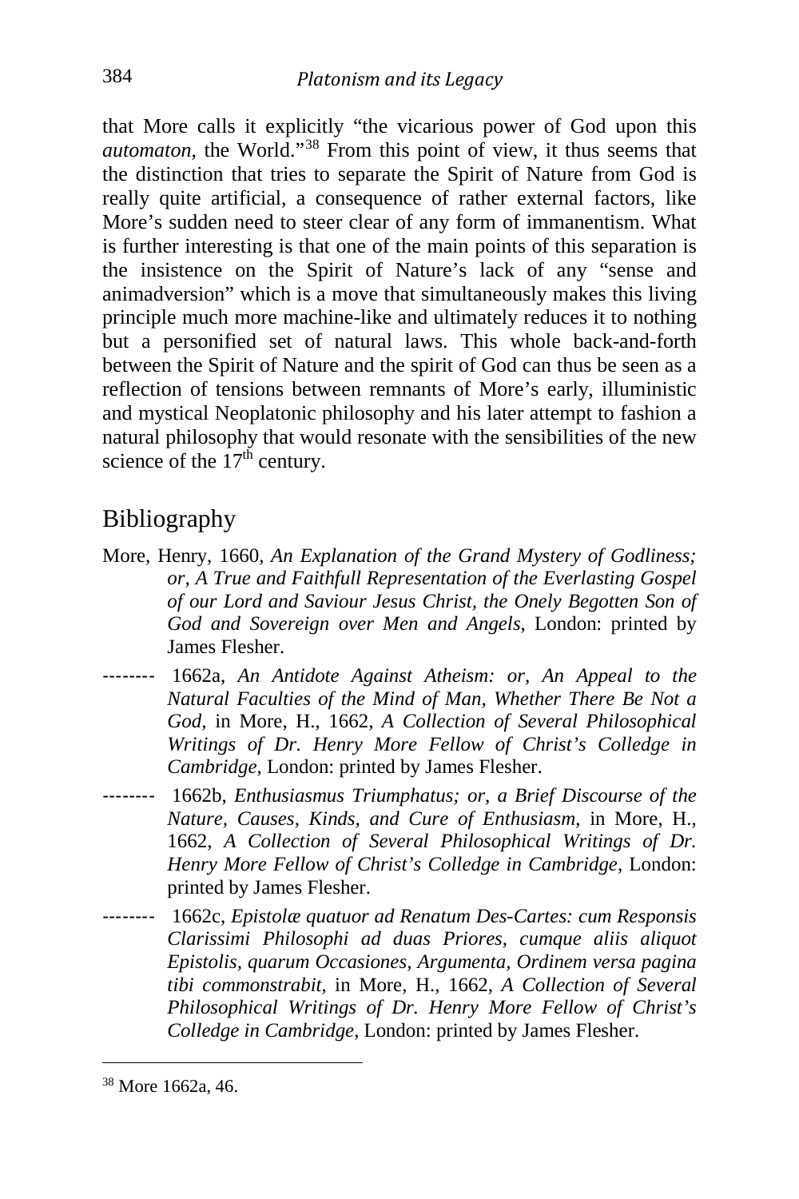that More calls it explicitly "the vicarious power of God upon this *automaton*, the World."[38] From this point of view, it thus seems that the distinction that tries to separate the Spirit of Nature from God is really quite artificial, a consequence of rather external factors, like More's sudden need to steer clear of any form of immanentism. What is further interesting is that one of the main points of this separation is the insistence on the Spirit of Nature's lack of any "sense and animadversion" which is a move that simultaneously makes this living principle much more machine-like and ultimately reduces it to nothing but a personified set of natural laws. This whole back-and-forth between the Spirit of Nature and the spirit of God can thus be seen as a reflection of tensions between remnants of More's early, illuministic and mystical Neoplatonic philosophy and his later attempt to fashion a natural philosophy that would resonate with the sensibilities of the new science of the 17th century.

## Bibliography

More, Henry, 1660, *An Explanation of the Grand Mystery of Godliness; or, A True and Faithfull Representation of the Everlasting Gospel of our Lord and Saviour Jesus Christ, the Onely Begotten Son of God and Sovereign over Men and Angels*, London: printed by James Flesher.

-------- 1662a, *An Antidote Against Atheism: or, An Appeal to the Natural Faculties of the Mind of Man, Whether There Be Not a God*, in More, H., 1662, *A Collection of Several Philosophical Writings of Dr. Henry More Fellow of Christ's Colledge in Cambridge*, London: printed by James Flesher.

-------- 1662b, *Enthusiasmus Triumphatus; or, a Brief Discourse of the Nature, Causes, Kinds, and Cure of Enthusiasm*, in More, H., 1662, *A Collection of Several Philosophical Writings of Dr. Henry More Fellow of Christ's Colledge in Cambridge*, London: printed by James Flesher.

-------- 1662c, *Epistolæ quatuor ad Renatum Des-Cartes: cum Responsis Clarissimi Philosophi ad duas Priores, cumque aliis aliquot Epistolis, quarum Occasiones, Argumenta, Ordinem versa pagina tibi commonstrabit*, in More, H., 1662, *A Collection of Several Philosophical Writings of Dr. Henry More Fellow of Christ's Colledge in Cambridge*, London: printed by James Flesher.

---

[38] More 1662a, 46.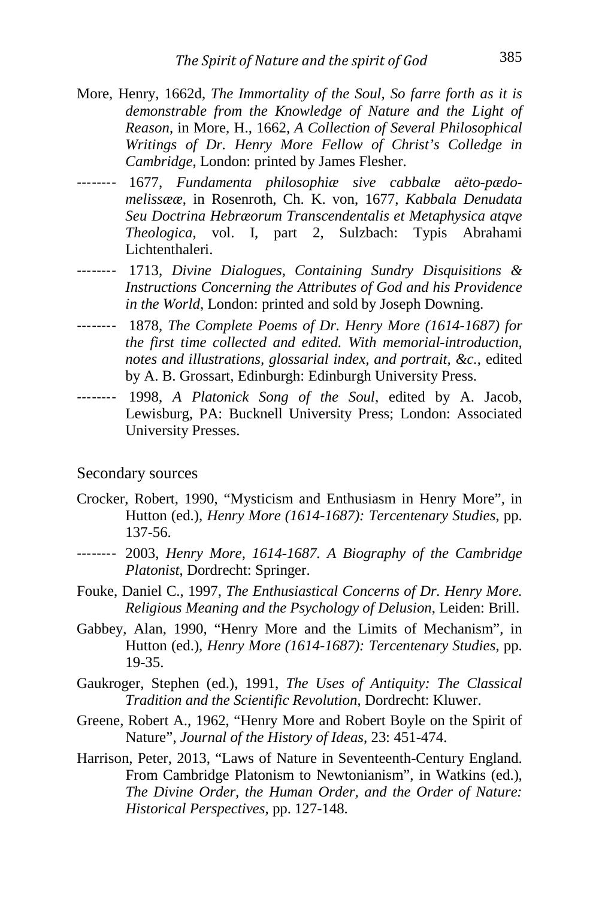More, Henry, 1662d, *The Immortality of the Soul, So farre forth as it is demonstrable from the Knowledge of Nature and the Light of Reason*, in More, H., 1662, *A Collection of Several Philosophical Writings of Dr. Henry More Fellow of Christ's Colledge in Cambridge*, London: printed by James Flesher.

-------- 1677, *Fundamenta philosophiæ sive cabbalæ aëto-pædo-melissææ*, in Rosenroth, Ch. K. von, 1677, *Kabbala Denudata Seu Doctrina Hebræorum Transcendentalis et Metaphysica atqve Theologica*, vol. I, part 2, Sulzbach: Typis Abrahami Lichtenthaleri.

-------- 1713, *Divine Dialogues, Containing Sundry Disquisitions & Instructions Concerning the Attributes of God and his Providence in the World*, London: printed and sold by Joseph Downing.

-------- 1878, *The Complete Poems of Dr. Henry More (1614-1687) for the first time collected and edited. With memorial-introduction, notes and illustrations, glossarial index, and portrait, &c.*, edited by A. B. Grossart, Edinburgh: Edinburgh University Press.

-------- 1998, *A Platonick Song of the Soul*, edited by A. Jacob, Lewisburg, PA: Bucknell University Press; London: Associated University Presses.

Secondary sources

Crocker, Robert, 1990, "Mysticism and Enthusiasm in Henry More", in Hutton (ed.), *Henry More (1614-1687): Tercentenary Studies*, pp. 137-56.

-------- 2003, *Henry More, 1614-1687. A Biography of the Cambridge Platonist*, Dordrecht: Springer.

Fouke, Daniel C., 1997, *The Enthusiastical Concerns of Dr. Henry More. Religious Meaning and the Psychology of Delusion*, Leiden: Brill.

Gabbey, Alan, 1990, "Henry More and the Limits of Mechanism", in Hutton (ed.), *Henry More (1614-1687): Tercentenary Studies*, pp. 19-35.

Gaukroger, Stephen (ed.), 1991, *The Uses of Antiquity: The Classical Tradition and the Scientific Revolution*, Dordrecht: Kluwer.

Greene, Robert A., 1962, "Henry More and Robert Boyle on the Spirit of Nature", *Journal of the History of Ideas*, 23: 451-474.

Harrison, Peter, 2013, "Laws of Nature in Seventeenth-Century England. From Cambridge Platonism to Newtonianism", in Watkins (ed.), *The Divine Order, the Human Order, and the Order of Nature: Historical Perspectives*, pp. 127-148.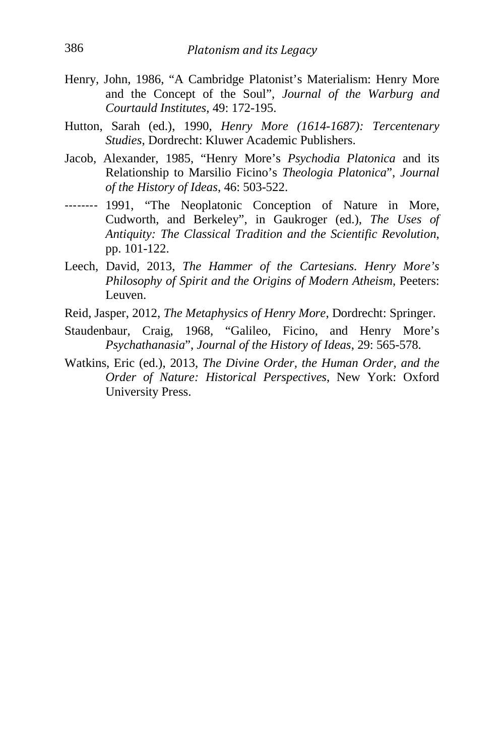Henry, John, 1986, "A Cambridge Platonist's Materialism: Henry More and the Concept of the Soul", *Journal of the Warburg and Courtauld Institutes*, 49: 172-195.

Hutton, Sarah (ed.), 1990, *Henry More (1614-1687): Tercentenary Studies*, Dordrecht: Kluwer Academic Publishers.

Jacob, Alexander, 1985, "Henry More's *Psychodia Platonica* and its Relationship to Marsilio Ficino's *Theologia Platonica*", *Journal of the History of Ideas*, 46: 503-522.

-------- 1991, "The Neoplatonic Conception of Nature in More, Cudworth, and Berkeley", in Gaukroger (ed.), *The Uses of Antiquity: The Classical Tradition and the Scientific Revolution*, pp. 101-122.

Leech, David, 2013, *The Hammer of the Cartesians. Henry More's Philosophy of Spirit and the Origins of Modern Atheism*, Peeters: Leuven.

Reid, Jasper, 2012, *The Metaphysics of Henry More*, Dordrecht: Springer.

Staudenbaur, Craig, 1968, "Galileo, Ficino, and Henry More's *Psychathanasia*", *Journal of the History of Ideas*, 29: 565-578.

Watkins, Eric (ed.), 2013, *The Divine Order, the Human Order, and the Order of Nature: Historical Perspectives*, New York: Oxford University Press.